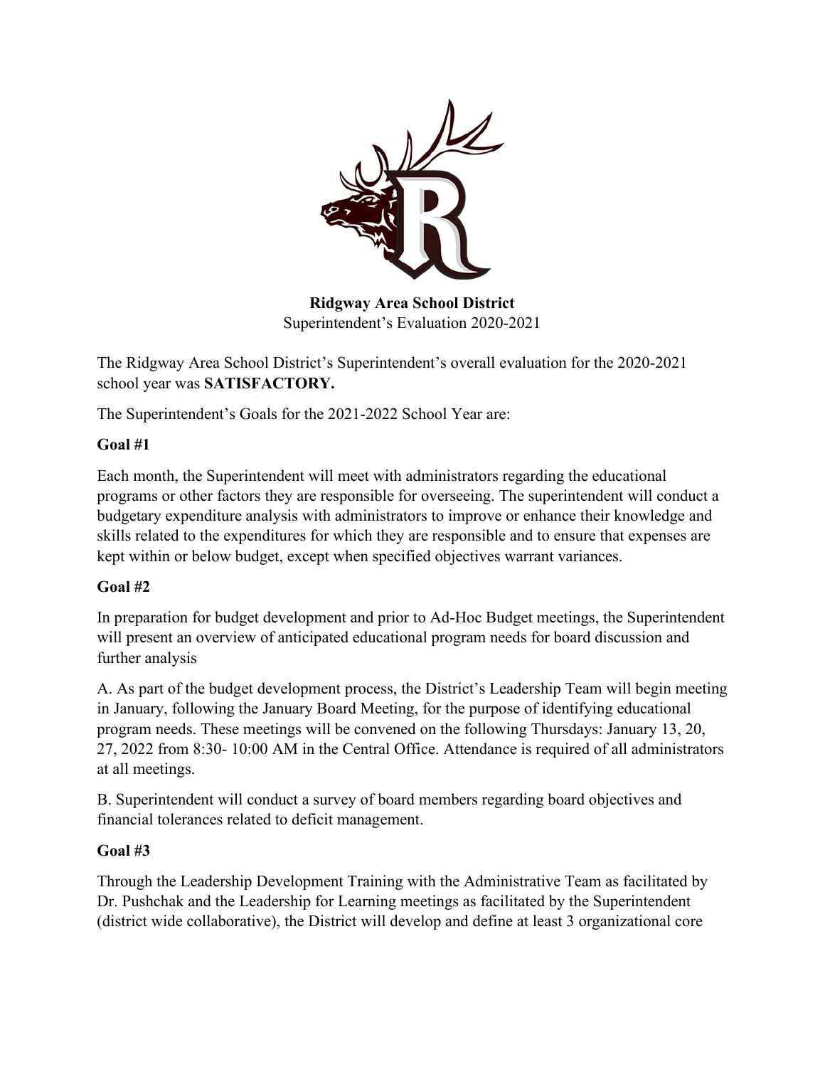**Ridgway Area School District**
Superintendent's Evaluation 2020-2021

The Ridgway Area School District's Superintendent's overall evaluation for the 2020-2021 school year was **SATISFACTORY.**

The Superintendent's Goals for the 2021-2022 School Year are:

**Goal #1**

Each month, the Superintendent will meet with administrators regarding the educational programs or other factors they are responsible for overseeing. The superintendent will conduct a budgetary expenditure analysis with administrators to improve or enhance their knowledge and skills related to the expenditures for which they are responsible and to ensure that expenses are kept within or below budget, except when specified objectives warrant variances.

**Goal #2**

In preparation for budget development and prior to Ad-Hoc Budget meetings, the Superintendent will present an overview of anticipated educational program needs for board discussion and further analysis

A. As part of the budget development process, the District's Leadership Team will begin meeting in January, following the January Board Meeting, for the purpose of identifying educational program needs. These meetings will be convened on the following Thursdays: January 13, 20, 27, 2022 from 8:30- 10:00 AM in the Central Office. Attendance is required of all administrators at all meetings.

B. Superintendent will conduct a survey of board members regarding board objectives and financial tolerances related to deficit management.

**Goal #3**

Through the Leadership Development Training with the Administrative Team as facilitated by Dr. Pushchak and the Leadership for Learning meetings as facilitated by the Superintendent (district wide collaborative), the District will develop and define at least 3 organizational core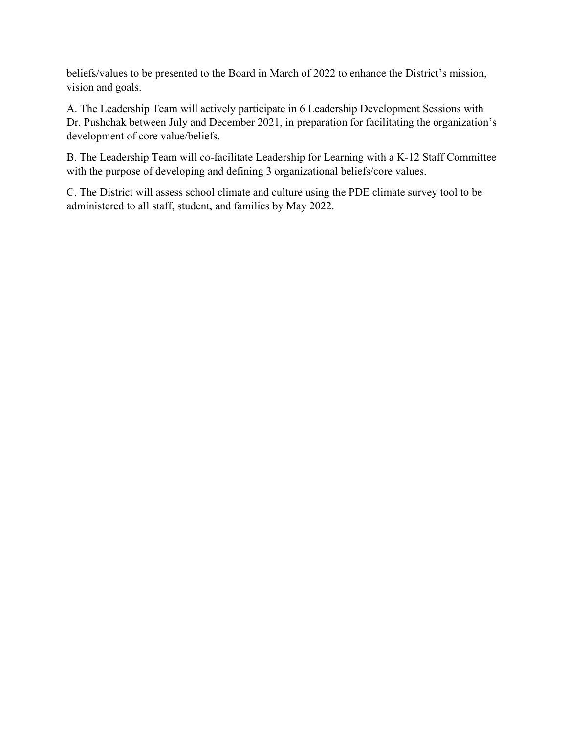beliefs/values to be presented to the Board in March of 2022 to enhance the District's mission, vision and goals.

A. The Leadership Team will actively participate in 6 Leadership Development Sessions with Dr. Pushchak between July and December 2021, in preparation for facilitating the organization's development of core value/beliefs.

B. The Leadership Team will co-facilitate Leadership for Learning with a K-12 Staff Committee with the purpose of developing and defining 3 organizational beliefs/core values.

C. The District will assess school climate and culture using the PDE climate survey tool to be administered to all staff, student, and families by May 2022.